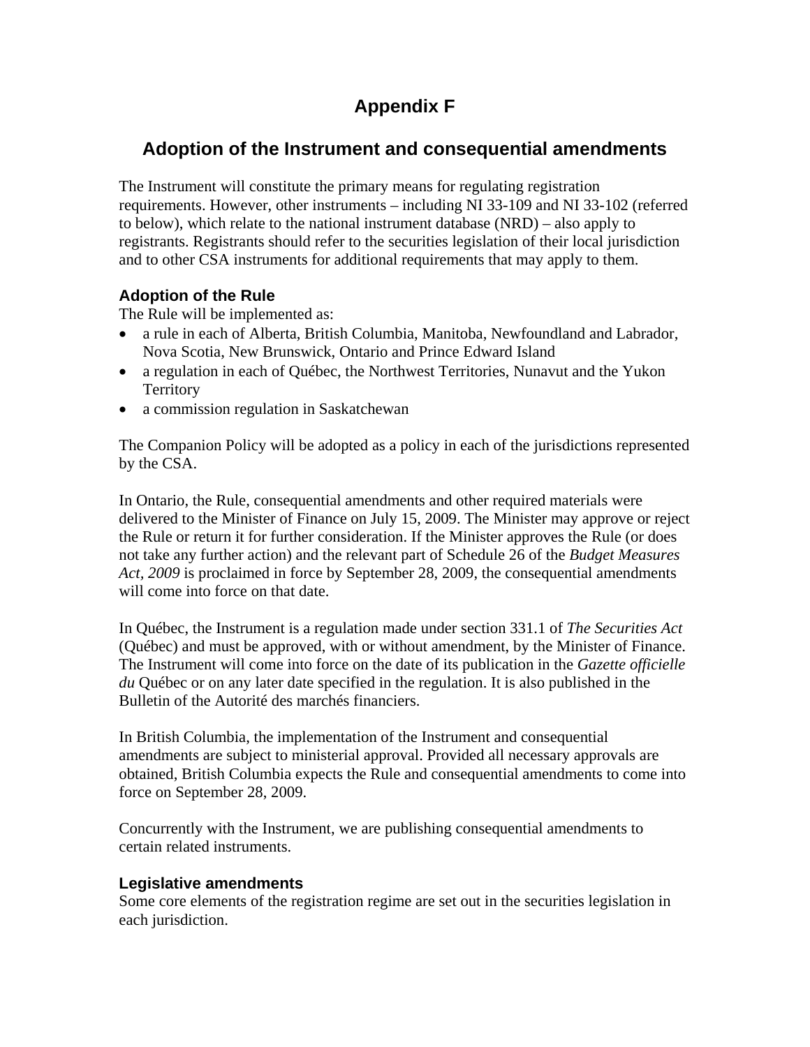# Appendix F

## Adoption of the Instrument and consequential amendments

The Instrument will constitute the primary means for regulating registration requirements. However, other instruments – including NI 33-109 and NI 33-102 (referred to below), which relate to the national instrument database (NRD) – also apply to registrants. Registrants should refer to the securities legislation of their local jurisdiction and to other CSA instruments for additional requirements that may apply to them.

### Adoption of the Rule

The Rule will be implemented as:

- a rule in each of Alberta, British Columbia, Manitoba, Newfoundland and Labrador, Nova Scotia, New Brunswick, Ontario and Prince Edward Island
- a regulation in each of Québec, the Northwest Territories, Nunavut and the Yukon Territory
- a commission regulation in Saskatchewan

The Companion Policy will be adopted as a policy in each of the jurisdictions represented by the CSA.

In Ontario, the Rule, consequential amendments and other required materials were delivered to the Minister of Finance on July 15, 2009. The Minister may approve or reject the Rule or return it for further consideration. If the Minister approves the Rule (or does not take any further action) and the relevant part of Schedule 26 of the *Budget Measures Act, 2009* is proclaimed in force by September 28, 2009, the consequential amendments will come into force on that date.

In Québec, the Instrument is a regulation made under section 331.1 of *The Securities Act* (Québec) and must be approved, with or without amendment, by the Minister of Finance. The Instrument will come into force on the date of its publication in the *Gazette officielle du* Québec or on any later date specified in the regulation. It is also published in the Bulletin of the Autorité des marchés financiers.

In British Columbia, the implementation of the Instrument and consequential amendments are subject to ministerial approval. Provided all necessary approvals are obtained, British Columbia expects the Rule and consequential amendments to come into force on September 28, 2009.

Concurrently with the Instrument, we are publishing consequential amendments to certain related instruments.

### Legislative amendments

Some core elements of the registration regime are set out in the securities legislation in each jurisdiction.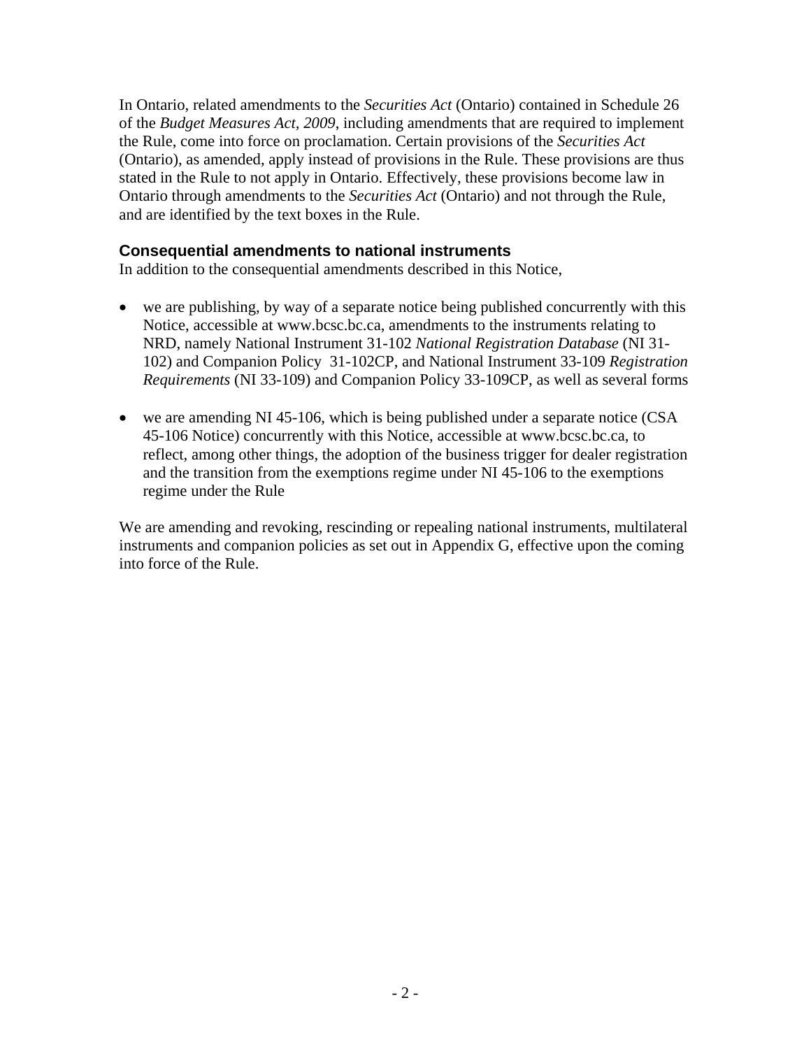In Ontario, related amendments to the *Securities Act* (Ontario) contained in Schedule 26 of the *Budget Measures Act, 2009*, including amendments that are required to implement the Rule, come into force on proclamation. Certain provisions of the *Securities Act* (Ontario), as amended, apply instead of provisions in the Rule. These provisions are thus stated in the Rule to not apply in Ontario. Effectively, these provisions become law in Ontario through amendments to the *Securities Act* (Ontario) and not through the Rule, and are identified by the text boxes in the Rule.

### Consequential amendments to national instruments

In addition to the consequential amendments described in this Notice,

- we are publishing, by way of a separate notice being published concurrently with this Notice, accessible at www.bcsc.bc.ca, amendments to the instruments relating to NRD, namely National Instrument 31-102 *National Registration Database* (NI 31-102) and Companion Policy 31-102CP, and National Instrument 33-109 *Registration Requirements* (NI 33-109) and Companion Policy 33-109CP, as well as several forms

- we are amending NI 45-106, which is being published under a separate notice (CSA 45-106 Notice) concurrently with this Notice, accessible at www.bcsc.bc.ca, to reflect, among other things, the adoption of the business trigger for dealer registration and the transition from the exemptions regime under NI 45-106 to the exemptions regime under the Rule

We are amending and revoking, rescinding or repealing national instruments, multilateral instruments and companion policies as set out in Appendix G, effective upon the coming into force of the Rule.